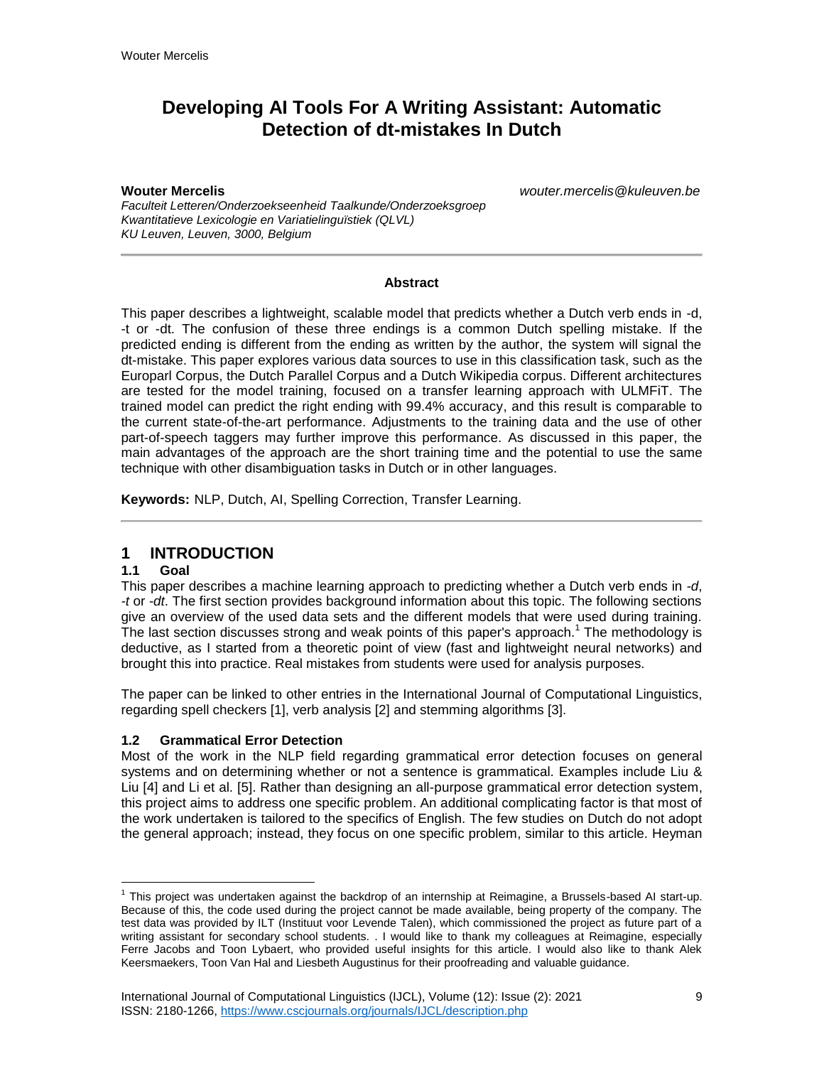# Developing AI Tools For A Writing Assistant: Automatic Detection of dt-mistakes In Dutch

**Wouter Mercelis** *wouter.mercelis@kuleuven.be*

*Faculteit Letteren/Onderzoekseenheid Taalkunde/Onderzoeksgroep Kwantitatieve Lexicologie en Variatielinguïstiek (QLVL)*
*KU Leuven, Leuven, 3000, Belgium*

---

**Abstract**

This paper describes a lightweight, scalable model that predicts whether a Dutch verb ends in -d, -t or -dt. The confusion of these three endings is a common Dutch spelling mistake. If the predicted ending is different from the ending as written by the author, the system will signal the dt-mistake. This paper explores various data sources to use in this classification task, such as the Europarl Corpus, the Dutch Parallel Corpus and a Dutch Wikipedia corpus. Different architectures are tested for the model training, focused on a transfer learning approach with ULMFiT. The trained model can predict the right ending with 99.4% accuracy, and this result is comparable to the current state-of-the-art performance. Adjustments to the training data and the use of other part-of-speech taggers may further improve this performance. As discussed in this paper, the main advantages of the approach are the short training time and the potential to use the same technique with other disambiguation tasks in Dutch or in other languages.

**Keywords:** NLP, Dutch, AI, Spelling Correction, Transfer Learning.

---

## 1 INTRODUCTION

### 1.1 Goal

This paper describes a machine learning approach to predicting whether a Dutch verb ends in *-d*, *-t* or *-dt*. The first section provides background information about this topic. The following sections give an overview of the used data sets and the different models that were used during training. The last section discusses strong and weak points of this paper's approach.[1] The methodology is deductive, as I started from a theoretic point of view (fast and lightweight neural networks) and brought this into practice. Real mistakes from students were used for analysis purposes.

The paper can be linked to other entries in the International Journal of Computational Linguistics, regarding spell checkers [1], verb analysis [2] and stemming algorithms [3].

### 1.2 Grammatical Error Detection

Most of the work in the NLP field regarding grammatical error detection focuses on general systems and on determining whether or not a sentence is grammatical. Examples include Liu & Liu [4] and Li et al. [5]. Rather than designing an all-purpose grammatical error detection system, this project aims to address one specific problem. An additional complicating factor is that most of the work undertaken is tailored to the specifics of English. The few studies on Dutch do not adopt the general approach; instead, they focus on one specific problem, similar to this article. Heyman

---

[1] This project was undertaken against the backdrop of an internship at Reimagine, a Brussels-based AI start-up. Because of this, the code used during the project cannot be made available, being property of the company. The test data was provided by ILT (Instituut voor Levende Talen), which commissioned the project as future part of a writing assistant for secondary school students. . I would like to thank my colleagues at Reimagine, especially Ferre Jacobs and Toon Lybaert, who provided useful insights for this article. I would also like to thank Alek Keersmaekers, Toon Van Hal and Liesbeth Augustinus for their proofreading and valuable guidance.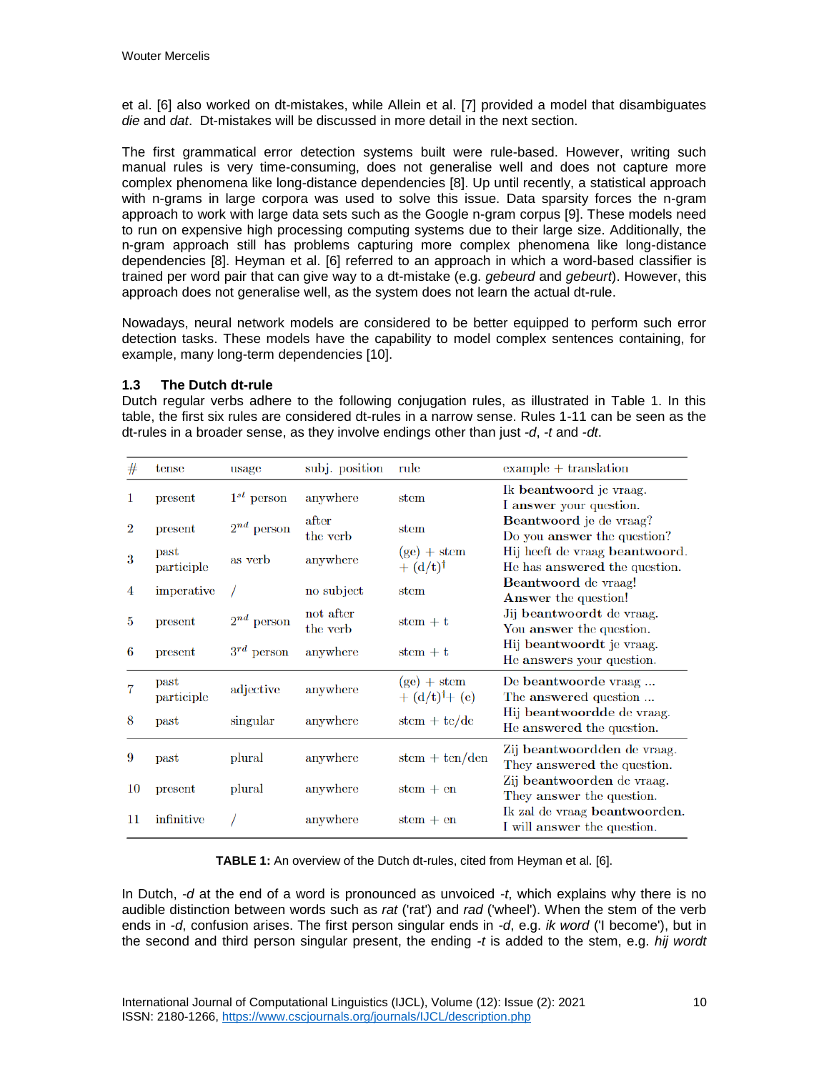et al. [6] also worked on dt-mistakes, while Allein et al. [7] provided a model that disambiguates *die* and *dat*. Dt-mistakes will be discussed in more detail in the next section.

The first grammatical error detection systems built were rule-based. However, writing such manual rules is very time-consuming, does not generalise well and does not capture more complex phenomena like long-distance dependencies [8]. Up until recently, a statistical approach with n-grams in large corpora was used to solve this issue. Data sparsity forces the n-gram approach to work with large data sets such as the Google n-gram corpus [9]. These models need to run on expensive high processing computing systems due to their large size. Additionally, the n-gram approach still has problems capturing more complex phenomena like long-distance dependencies [8]. Heyman et al. [6] referred to an approach in which a word-based classifier is trained per word pair that can give way to a dt-mistake (e.g. *gebeurd* and *gebeurt*). However, this approach does not generalise well, as the system does not learn the actual dt-rule.

Nowadays, neural network models are considered to be better equipped to perform such error detection tasks. These models have the capability to model complex sentences containing, for example, many long-term dependencies [10].

### 1.3 The Dutch dt-rule

Dutch regular verbs adhere to the following conjugation rules, as illustrated in Table 1. In this table, the first six rules are considered dt-rules in a narrow sense. Rules 1-11 can be seen as the dt-rules in a broader sense, as they involve endings other than just *-d*, *-t* and *-dt*.

| # | tense | usage | subj. position | rule | example + translation |
|---|---|---|---|---|---|
| 1 | present | $1^{st}$ person | anywhere | stem | Ik **beantwoord** je vraag.<br>I **answer** your question. |
| 2 | present | $2^{nd}$ person | after the verb | stem | **Beantwoord** je de vraag?<br>Do you **answer** the question? |
| 3 | past participle | as verb | anywhere | (ge) + stem + (d/t)† | Hij heeft de vraag **beantwoord**.<br>He has **answered** the question. |
| 4 | imperative | / | no subject | stem | **Beantwoord** de vraag!<br>**Answer** the question! |
| 5 | present | $2^{nd}$ person | not after the verb | stem + t | Jij **beantwoordt** de vraag.<br>You **answer** the question. |
| 6 | present | $3^{rd}$ person | anywhere | stem + t | Hij **beantwoordt** je vraag.<br>He **answers** your question. |
| 7 | past participle | adjective | anywhere | (ge) + stem + (d/t)† + (e) | De **beantwoorde** vraag ...<br>The **answered** question ... |
| 8 | past | singular | anywhere | stem + te/de | Hij **beantwoordde** de vraag.<br>He **answered** the question. |
| 9 | past | plural | anywhere | stem + ten/den | Zij **beantwoordden** de vraag.<br>They **answered** the question. |
| 10 | present | plural | anywhere | stem + en | Zij **beantwoorden** de vraag.<br>They **answer** the question. |
| 11 | infinitive | / | anywhere | stem + en | Ik zal de vraag **beantwoorden**.<br>I will **answer** the question. |

**TABLE 1:** An overview of the Dutch dt-rules, cited from Heyman et al. [6].

In Dutch, *-d* at the end of a word is pronounced as unvoiced *-t*, which explains why there is no audible distinction between words such as *rat* ('rat') and *rad* ('wheel'). When the stem of the verb ends in *-d*, confusion arises. The first person singular ends in *-d*, e.g. *ik word* ('I become'), but in the second and third person singular present, the ending *-t* is added to the stem, e.g. *hij wordt*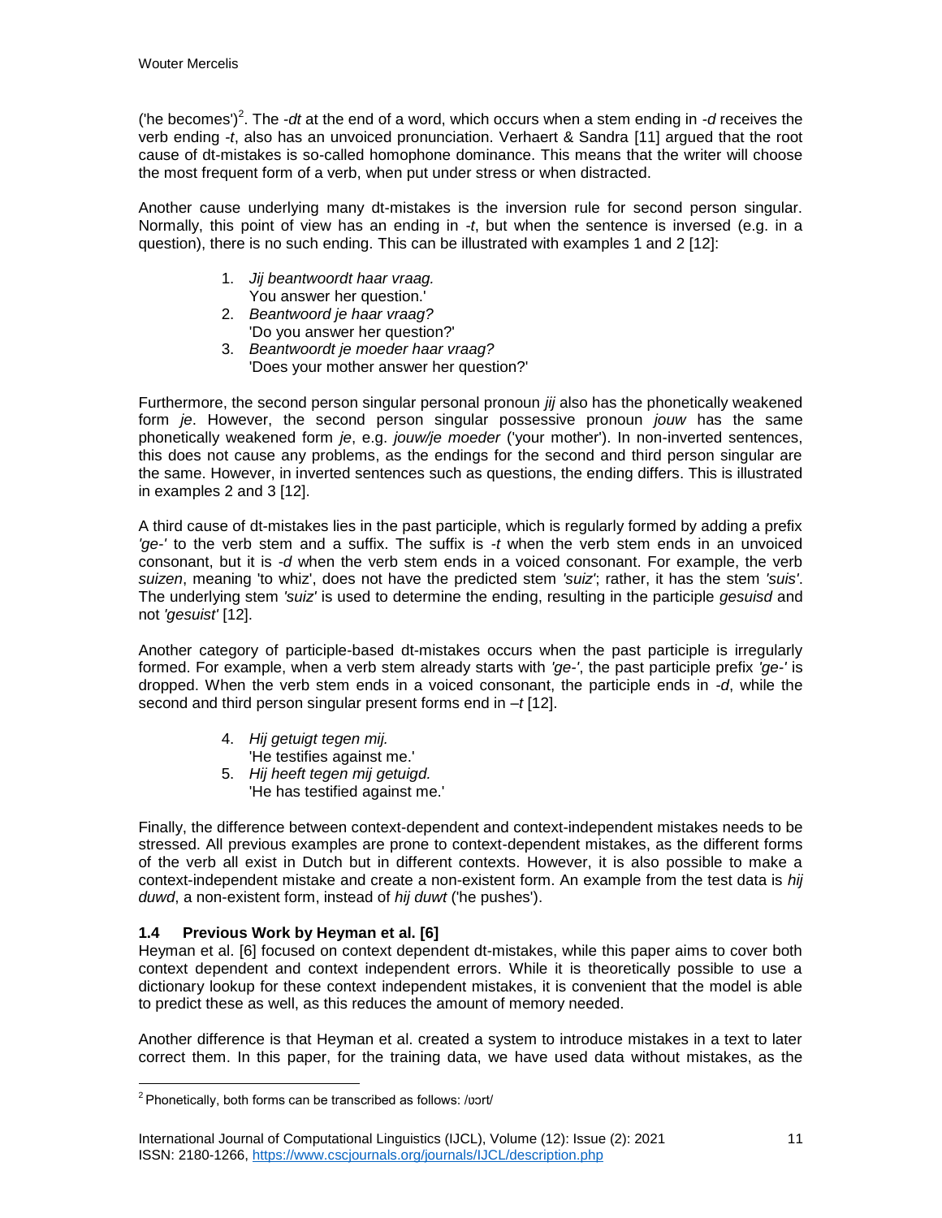('he becomes')[2]. The *-dt* at the end of a word, which occurs when a stem ending in *-d* receives the verb ending *-t*, also has an unvoiced pronunciation. Verhaert & Sandra [11] argued that the root cause of dt-mistakes is so-called homophone dominance. This means that the writer will choose the most frequent form of a verb, when put under stress or when distracted.

Another cause underlying many dt-mistakes is the inversion rule for second person singular. Normally, this point of view has an ending in *-t*, but when the sentence is inversed (e.g. in a question), there is no such ending. This can be illustrated with examples 1 and 2 [12]:

1. *Jij beantwoordt haar vraag.*
   You answer her question.'
2. *Beantwoord je haar vraag?*
   'Do you answer her question?'
3. *Beantwoordt je moeder haar vraag?*
   'Does your mother answer her question?'

Furthermore, the second person singular personal pronoun *jij* also has the phonetically weakened form *je*. However, the second person singular possessive pronoun *jouw* has the same phonetically weakened form *je*, e.g. *jouw/je moeder* ('your mother'). In non-inverted sentences, this does not cause any problems, as the endings for the second and third person singular are the same. However, in inverted sentences such as questions, the ending differs. This is illustrated in examples 2 and 3 [12].

A third cause of dt-mistakes lies in the past participle, which is regularly formed by adding a prefix *'ge-'* to the verb stem and a suffix. The suffix is *-t* when the verb stem ends in an unvoiced consonant, but it is *-d* when the verb stem ends in a voiced consonant. For example, the verb *suizen*, meaning 'to whiz', does not have the predicted stem *'suiz'*; rather, it has the stem *'suis'*. The underlying stem *'suiz'* is used to determine the ending, resulting in the participle *gesuisd* and not *'gesuist'* [12].

Another category of participle-based dt-mistakes occurs when the past participle is irregularly formed. For example, when a verb stem already starts with *'ge-'*, the past participle prefix *'ge-'* is dropped. When the verb stem ends in a voiced consonant, the participle ends in *-d*, while the second and third person singular present forms end in *–t* [12].

4. *Hij getuigt tegen mij.*
   'He testifies against me.'
5. *Hij heeft tegen mij getuigd.*
   'He has testified against me.'

Finally, the difference between context-dependent and context-independent mistakes needs to be stressed. All previous examples are prone to context-dependent mistakes, as the different forms of the verb all exist in Dutch but in different contexts. However, it is also possible to make a context-independent mistake and create a non-existent form. An example from the test data is *hij duwd*, a non-existent form, instead of *hij duwt* ('he pushes').

### 1.4 Previous Work by Heyman et al. [6]

Heyman et al. [6] focused on context dependent dt-mistakes, while this paper aims to cover both context dependent and context independent errors. While it is theoretically possible to use a dictionary lookup for these context independent mistakes, it is convenient that the model is able to predict these as well, as this reduces the amount of memory needed.

Another difference is that Heyman et al. created a system to introduce mistakes in a text to later correct them. In this paper, for the training data, we have used data without mistakes, as the

[2] Phonetically, both forms can be transcribed as follows: /ʊɔrt/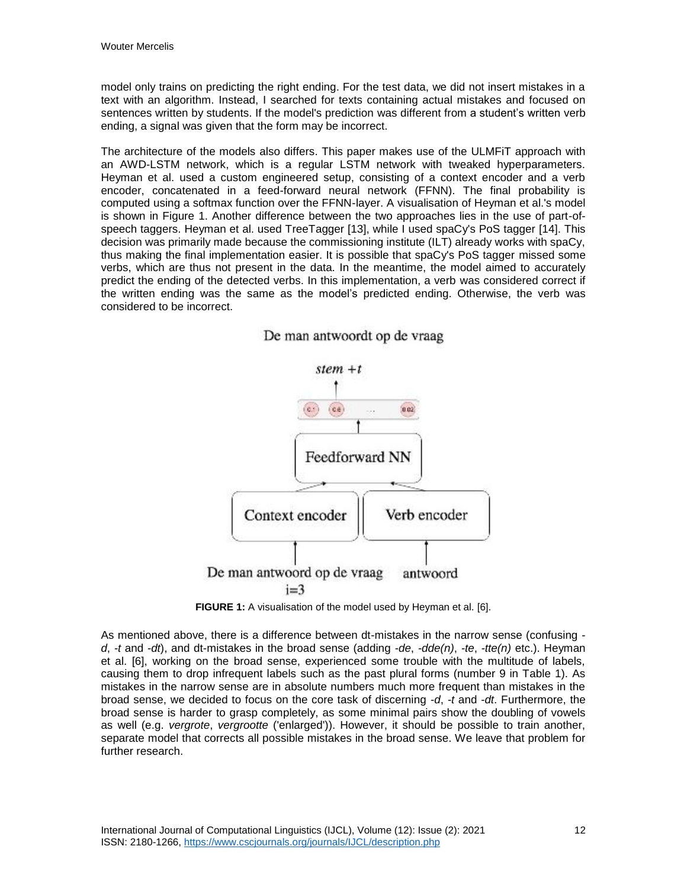model only trains on predicting the right ending. For the test data, we did not insert mistakes in a text with an algorithm. Instead, I searched for texts containing actual mistakes and focused on sentences written by students. If the model's prediction was different from a student's written verb ending, a signal was given that the form may be incorrect.

The architecture of the models also differs. This paper makes use of the ULMFiT approach with an AWD-LSTM network, which is a regular LSTM network with tweaked hyperparameters. Heyman et al. used a custom engineered setup, consisting of a context encoder and a verb encoder, concatenated in a feed-forward neural network (FFNN). The final probability is computed using a softmax function over the FFNN-layer. A visualisation of Heyman et al.'s model is shown in Figure 1. Another difference between the two approaches lies in the use of part-of-speech taggers. Heyman et al. used TreeTagger [13], while I used spaCy's PoS tagger [14]. This decision was primarily made because the commissioning institute (ILT) already works with spaCy, thus making the final implementation easier. It is possible that spaCy's PoS tagger missed some verbs, which are thus not present in the data. In the meantime, the model aimed to accurately predict the ending of the detected verbs. In this implementation, a verb was considered correct if the written ending was the same as the model's predicted ending. Otherwise, the verb was considered to be incorrect.

De man antwoordt op de vraag

*stem +t*

Feedforward NN

Context encoder | Verb encoder

De man antwoord op de vraag (i=3) | antwoord

**FIGURE 1:** A visualisation of the model used by Heyman et al. [6].

As mentioned above, there is a difference between dt-mistakes in the narrow sense (confusing -*d*, -*t* and -*dt*), and dt-mistakes in the broad sense (adding -*de*, -*dde(n)*, -*te*, -*tte(n)* etc.). Heyman et al. [6], working on the broad sense, experienced some trouble with the multitude of labels, causing them to drop infrequent labels such as the past plural forms (number 9 in Table 1). As mistakes in the narrow sense are in absolute numbers much more frequent than mistakes in the broad sense, we decided to focus on the core task of discerning -*d*, -*t* and -*dt*. Furthermore, the broad sense is harder to grasp completely, as some minimal pairs show the doubling of vowels as well (e.g. *vergrote*, *vergrootte* ('enlarged')). However, it should be possible to train another, separate model that corrects all possible mistakes in the broad sense. We leave that problem for further research.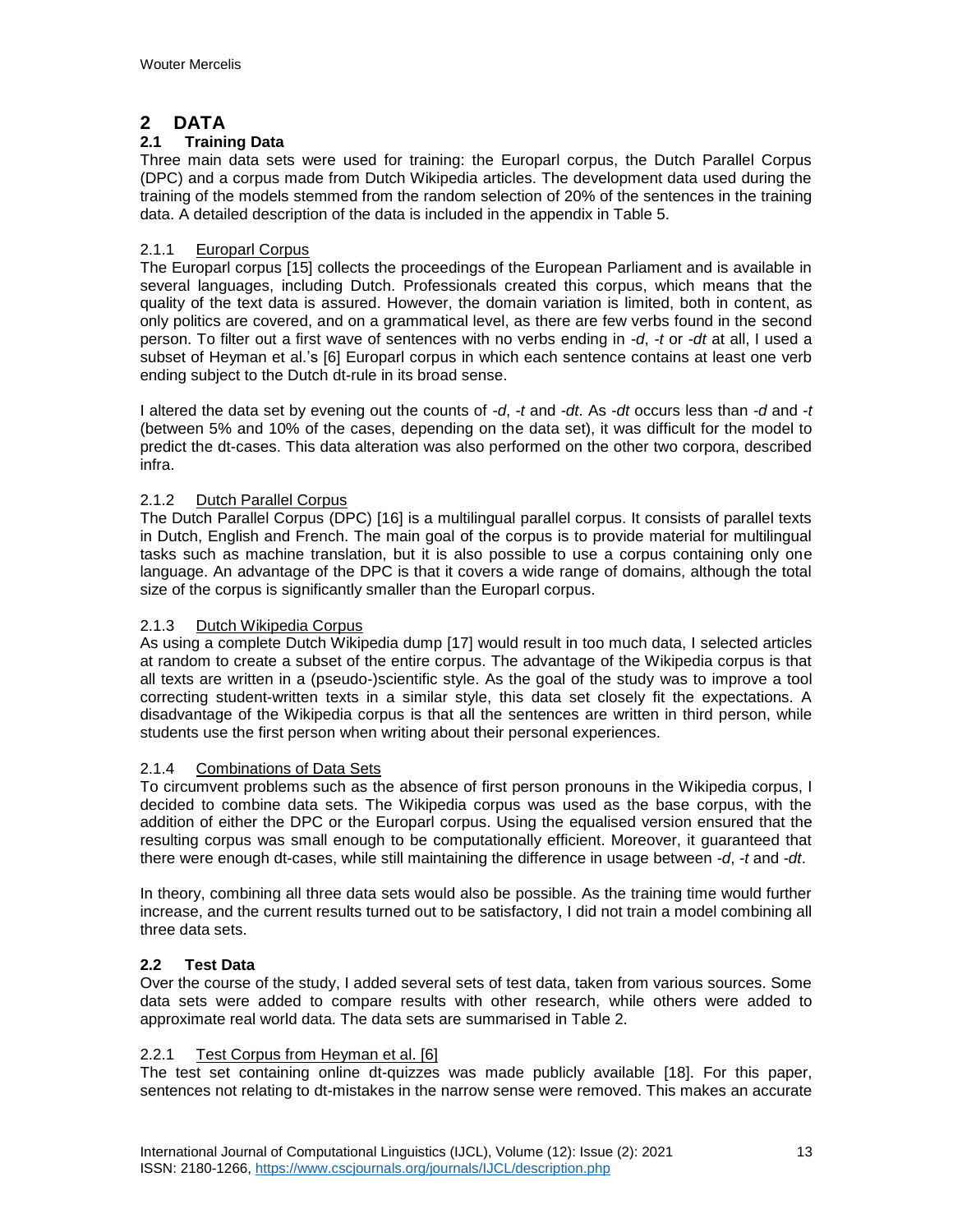## 2 DATA

### 2.1 Training Data

Three main data sets were used for training: the Europarl corpus, the Dutch Parallel Corpus (DPC) and a corpus made from Dutch Wikipedia articles. The development data used during the training of the models stemmed from the random selection of 20% of the sentences in the training data. A detailed description of the data is included in the appendix in Table 5.

#### 2.1.1 Europarl Corpus

The Europarl corpus [15] collects the proceedings of the European Parliament and is available in several languages, including Dutch. Professionals created this corpus, which means that the quality of the text data is assured. However, the domain variation is limited, both in content, as only politics are covered, and on a grammatical level, as there are few verbs found in the second person. To filter out a first wave of sentences with no verbs ending in *-d*, *-t* or *-dt* at all, I used a subset of Heyman et al.'s [6] Europarl corpus in which each sentence contains at least one verb ending subject to the Dutch dt-rule in its broad sense.

I altered the data set by evening out the counts of *-d*, *-t* and *-dt*. As *-dt* occurs less than *-d* and *-t* (between 5% and 10% of the cases, depending on the data set), it was difficult for the model to predict the dt-cases. This data alteration was also performed on the other two corpora, described infra.

#### 2.1.2 Dutch Parallel Corpus

The Dutch Parallel Corpus (DPC) [16] is a multilingual parallel corpus. It consists of parallel texts in Dutch, English and French. The main goal of the corpus is to provide material for multilingual tasks such as machine translation, but it is also possible to use a corpus containing only one language. An advantage of the DPC is that it covers a wide range of domains, although the total size of the corpus is significantly smaller than the Europarl corpus.

#### 2.1.3 Dutch Wikipedia Corpus

As using a complete Dutch Wikipedia dump [17] would result in too much data, I selected articles at random to create a subset of the entire corpus. The advantage of the Wikipedia corpus is that all texts are written in a (pseudo-)scientific style. As the goal of the study was to improve a tool correcting student-written texts in a similar style, this data set closely fit the expectations. A disadvantage of the Wikipedia corpus is that all the sentences are written in third person, while students use the first person when writing about their personal experiences.

#### 2.1.4 Combinations of Data Sets

To circumvent problems such as the absence of first person pronouns in the Wikipedia corpus, I decided to combine data sets. The Wikipedia corpus was used as the base corpus, with the addition of either the DPC or the Europarl corpus. Using the equalised version ensured that the resulting corpus was small enough to be computationally efficient. Moreover, it guaranteed that there were enough dt-cases, while still maintaining the difference in usage between *-d*, *-t* and *-dt*.

In theory, combining all three data sets would also be possible. As the training time would further increase, and the current results turned out to be satisfactory, I did not train a model combining all three data sets.

### 2.2 Test Data

Over the course of the study, I added several sets of test data, taken from various sources. Some data sets were added to compare results with other research, while others were added to approximate real world data. The data sets are summarised in Table 2.

#### 2.2.1 Test Corpus from Heyman et al. [6]

The test set containing online dt-quizzes was made publicly available [18]. For this paper, sentences not relating to dt-mistakes in the narrow sense were removed. This makes an accurate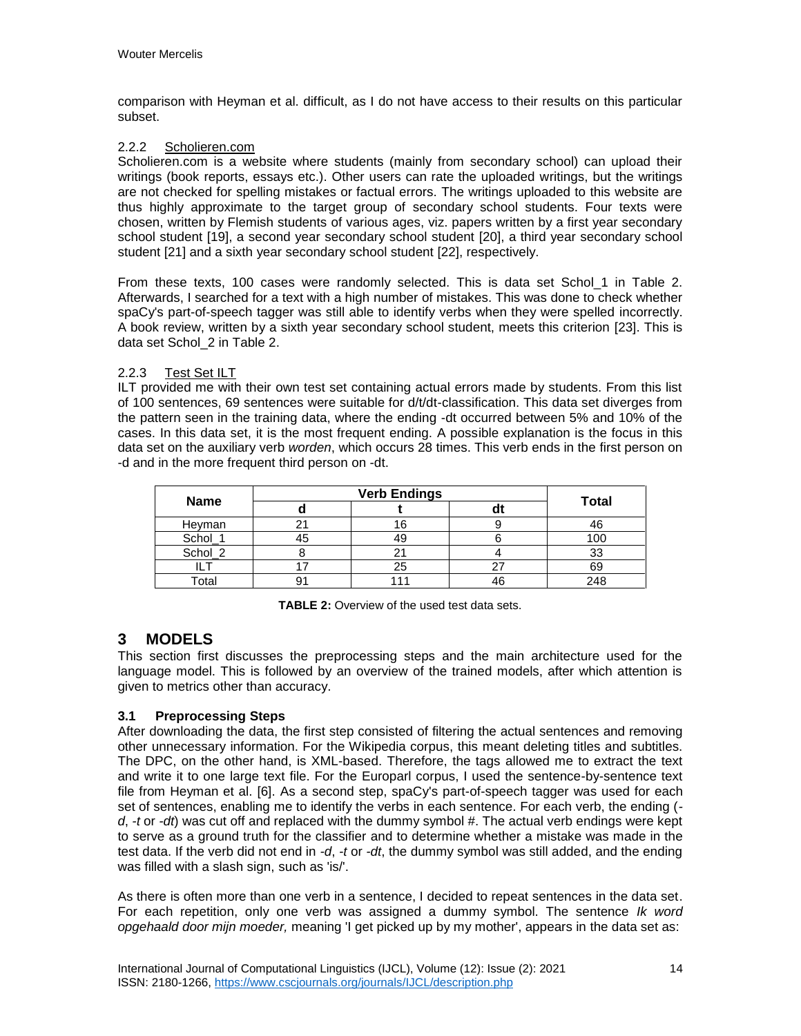comparison with Heyman et al. difficult, as I do not have access to their results on this particular subset.

#### 2.2.2 Scholieren.com

Scholieren.com is a website where students (mainly from secondary school) can upload their writings (book reports, essays etc.). Other users can rate the uploaded writings, but the writings are not checked for spelling mistakes or factual errors. The writings uploaded to this website are thus highly approximate to the target group of secondary school students. Four texts were chosen, written by Flemish students of various ages, viz. papers written by a first year secondary school student [19], a second year secondary school student [20], a third year secondary school student [21] and a sixth year secondary school student [22], respectively.

From these texts, 100 cases were randomly selected. This is data set Schol_1 in Table 2. Afterwards, I searched for a text with a high number of mistakes. This was done to check whether spaCy's part-of-speech tagger was still able to identify verbs when they were spelled incorrectly. A book review, written by a sixth year secondary school student, meets this criterion [23]. This is data set Schol_2 in Table 2.

#### 2.2.3 Test Set ILT

ILT provided me with their own test set containing actual errors made by students. From this list of 100 sentences, 69 sentences were suitable for d/t/dt-classification. This data set diverges from the pattern seen in the training data, where the ending -dt occurred between 5% and 10% of the cases. In this data set, it is the most frequent ending. A possible explanation is the focus in this data set on the auxiliary verb *worden*, which occurs 28 times. This verb ends in the first person on -d and in the more frequent third person on -dt.

| Name | Verb Endings | | | Total |
|---|---|---|---|---|
| | d | t | dt | |
| Heyman | 21 | 16 | 9 | 46 |
| Schol_1 | 45 | 49 | 6 | 100 |
| Schol_2 | 8 | 21 | 4 | 33 |
| ILT | 17 | 25 | 27 | 69 |
| Total | 91 | 111 | 46 | 248 |

**TABLE 2:** Overview of the used test data sets.

## 3 MODELS

This section first discusses the preprocessing steps and the main architecture used for the language model. This is followed by an overview of the trained models, after which attention is given to metrics other than accuracy.

### 3.1 Preprocessing Steps

After downloading the data, the first step consisted of filtering the actual sentences and removing other unnecessary information. For the Wikipedia corpus, this meant deleting titles and subtitles. The DPC, on the other hand, is XML-based. Therefore, the tags allowed me to extract the text and write it to one large text file. For the Europarl corpus, I used the sentence-by-sentence text file from Heyman et al. [6]. As a second step, spaCy's part-of-speech tagger was used for each set of sentences, enabling me to identify the verbs in each sentence. For each verb, the ending (-*d*, -*t* or -*dt*) was cut off and replaced with the dummy symbol #. The actual verb endings were kept to serve as a ground truth for the classifier and to determine whether a mistake was made in the test data. If the verb did not end in -*d*, -*t* or -*dt*, the dummy symbol was still added, and the ending was filled with a slash sign, such as 'is/'.

As there is often more than one verb in a sentence, I decided to repeat sentences in the data set. For each repetition, only one verb was assigned a dummy symbol. The sentence *Ik word opgehaald door mijn moeder,* meaning 'I get picked up by my mother', appears in the data set as: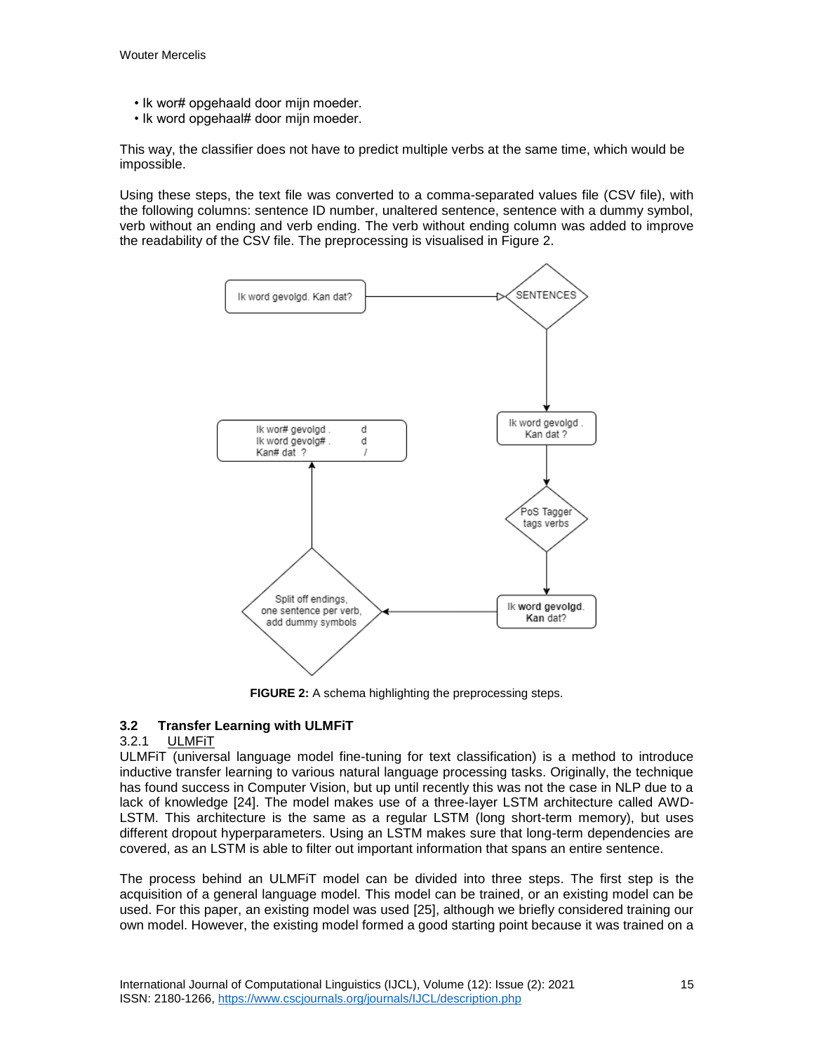- Ik wor# opgehaald door mijn moeder.
- Ik word opgehaal# door mijn moeder.

This way, the classifier does not have to predict multiple verbs at the same time, which would be impossible.

Using these steps, the text file was converted to a comma-separated values file (CSV file), with the following columns: sentence ID number, unaltered sentence, sentence with a dummy symbol, verb without an ending and verb ending. The verb without ending column was added to improve the readability of the CSV file. The preprocessing is visualised in Figure 2.

**FIGURE 2:** A schema highlighting the preprocessing steps.

### 3.2 Transfer Learning with ULMFiT

#### 3.2.1 ULMFiT

ULMFiT (universal language model fine-tuning for text classification) is a method to introduce inductive transfer learning to various natural language processing tasks. Originally, the technique has found success in Computer Vision, but up until recently this was not the case in NLP due to a lack of knowledge [24]. The model makes use of a three-layer LSTM architecture called AWD-LSTM. This architecture is the same as a regular LSTM (long short-term memory), but uses different dropout hyperparameters. Using an LSTM makes sure that long-term dependencies are covered, as an LSTM is able to filter out important information that spans an entire sentence.

The process behind an ULMFiT model can be divided into three steps. The first step is the acquisition of a general language model. This model can be trained, or an existing model can be used. For this paper, an existing model was used [25], although we briefly considered training our own model. However, the existing model formed a good starting point because it was trained on a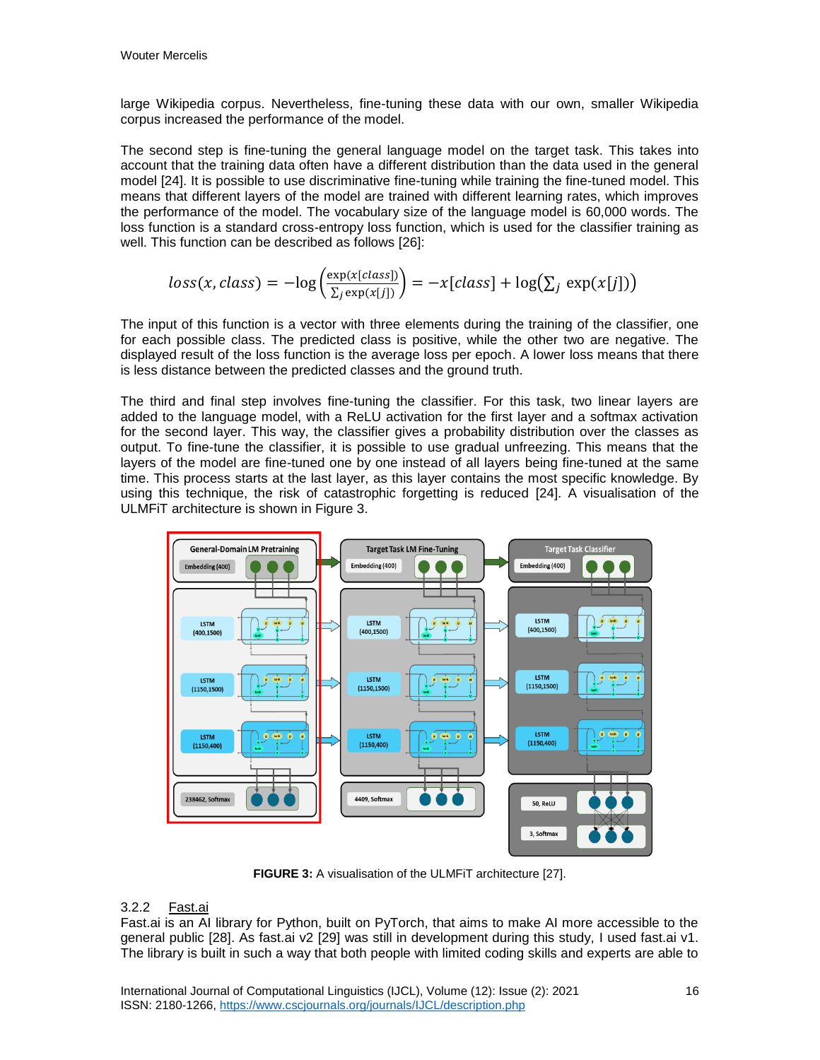large Wikipedia corpus. Nevertheless, fine-tuning these data with our own, smaller Wikipedia corpus increased the performance of the model.

The second step is fine-tuning the general language model on the target task. This takes into account that the training data often have a different distribution than the data used in the general model [24]. It is possible to use discriminative fine-tuning while training the fine-tuned model. This means that different layers of the model are trained with different learning rates, which improves the performance of the model. The vocabulary size of the language model is 60,000 words. The loss function is a standard cross-entropy loss function, which is used for the classifier training as well. This function can be described as follows [26]:

$$loss(x, class) = -\log\left(\frac{\exp(x[class])}{\sum_j \exp(x[j])}\right) = -x[class] + \log\left(\sum_j \exp(x[j])\right)$$

The input of this function is a vector with three elements during the training of the classifier, one for each possible class. The predicted class is positive, while the other two are negative. The displayed result of the loss function is the average loss per epoch. A lower loss means that there is less distance between the predicted classes and the ground truth.

The third and final step involves fine-tuning the classifier. For this task, two linear layers are added to the language model, with a ReLU activation for the first layer and a softmax activation for the second layer. This way, the classifier gives a probability distribution over the classes as output. To fine-tune the classifier, it is possible to use gradual unfreezing. This means that the layers of the model are fine-tuned one by one instead of all layers being fine-tuned at the same time. This process starts at the last layer, as this layer contains the most specific knowledge. By using this technique, the risk of catastrophic forgetting is reduced [24]. A visualisation of the ULMFiT architecture is shown in Figure 3.

**FIGURE 3:** A visualisation of the ULMFiT architecture [27].

### 3.2.2 Fast.ai

Fast.ai is an AI library for Python, built on PyTorch, that aims to make AI more accessible to the general public [28]. As fast.ai v2 [29] was still in development during this study, I used fast.ai v1. The library is built in such a way that both people with limited coding skills and experts are able to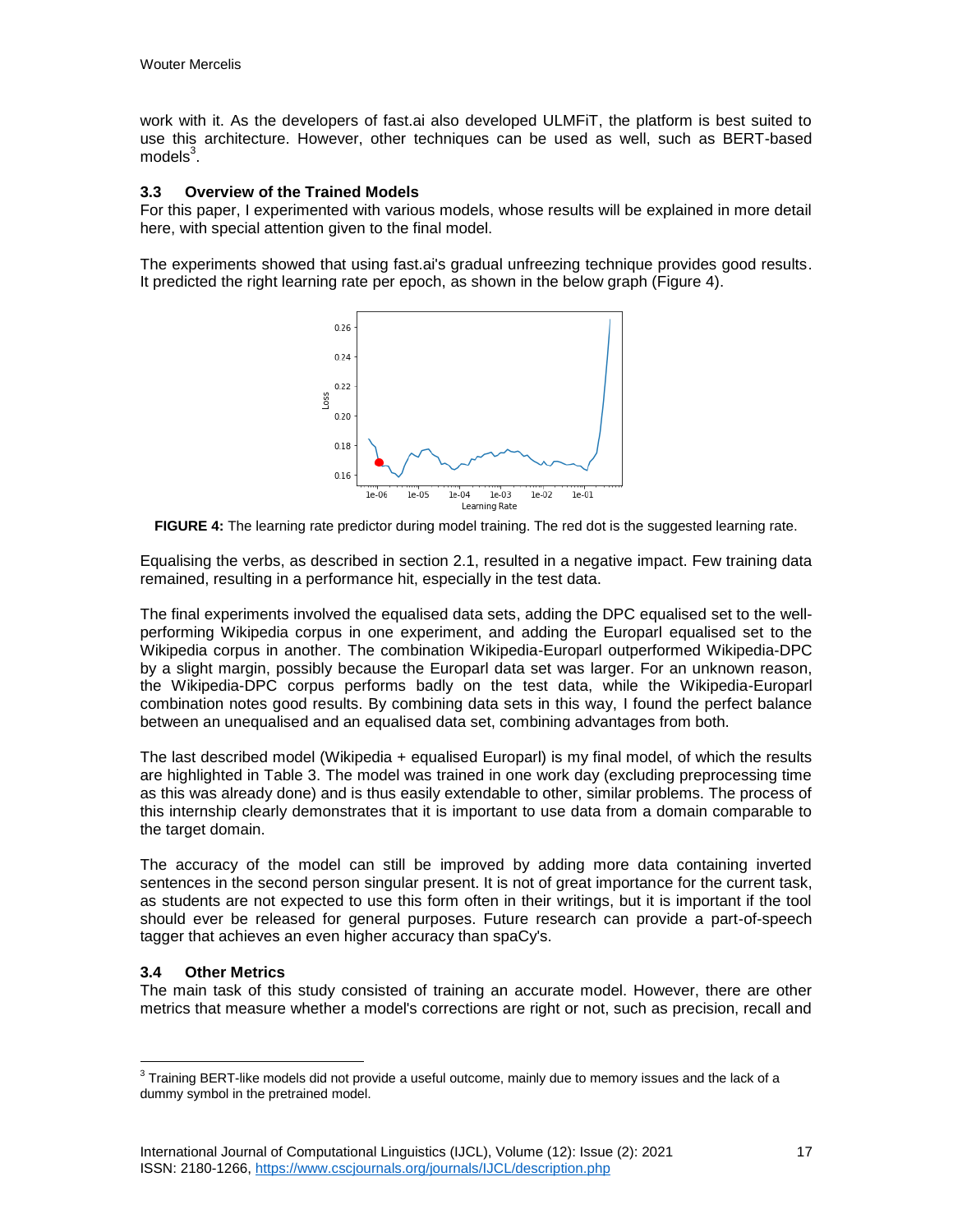work with it. As the developers of fast.ai also developed ULMFiT, the platform is best suited to use this architecture. However, other techniques can be used as well, such as BERT-based models[3].

### 3.3 Overview of the Trained Models

For this paper, I experimented with various models, whose results will be explained in more detail here, with special attention given to the final model.

The experiments showed that using fast.ai's gradual unfreezing technique provides good results. It predicted the right learning rate per epoch, as shown in the below graph (Figure 4).

**FIGURE 4:** The learning rate predictor during model training. The red dot is the suggested learning rate.

Equalising the verbs, as described in section 2.1, resulted in a negative impact. Few training data remained, resulting in a performance hit, especially in the test data.

The final experiments involved the equalised data sets, adding the DPC equalised set to the well-performing Wikipedia corpus in one experiment, and adding the Europarl equalised set to the Wikipedia corpus in another. The combination Wikipedia-Europarl outperformed Wikipedia-DPC by a slight margin, possibly because the Europarl data set was larger. For an unknown reason, the Wikipedia-DPC corpus performs badly on the test data, while the Wikipedia-Europarl combination notes good results. By combining data sets in this way, I found the perfect balance between an unequalised and an equalised data set, combining advantages from both.

The last described model (Wikipedia + equalised Europarl) is my final model, of which the results are highlighted in Table 3. The model was trained in one work day (excluding preprocessing time as this was already done) and is thus easily extendable to other, similar problems. The process of this internship clearly demonstrates that it is important to use data from a domain comparable to the target domain.

The accuracy of the model can still be improved by adding more data containing inverted sentences in the second person singular present. It is not of great importance for the current task, as students are not expected to use this form often in their writings, but it is important if the tool should ever be released for general purposes. Future research can provide a part-of-speech tagger that achieves an even higher accuracy than spaCy's.

### 3.4 Other Metrics

The main task of this study consisted of training an accurate model. However, there are other metrics that measure whether a model's corrections are right or not, such as precision, recall and

---

[3] Training BERT-like models did not provide a useful outcome, mainly due to memory issues and the lack of a dummy symbol in the pretrained model.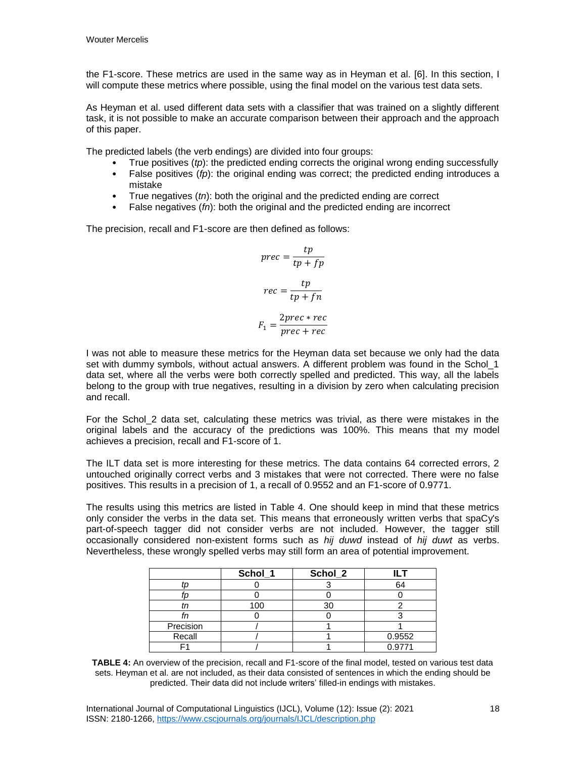the F1-score. These metrics are used in the same way as in Heyman et al. [6]. In this section, I will compute these metrics where possible, using the final model on the various test data sets.

As Heyman et al. used different data sets with a classifier that was trained on a slightly different task, it is not possible to make an accurate comparison between their approach and the approach of this paper.

The predicted labels (the verb endings) are divided into four groups:

- True positives (*tp*): the predicted ending corrects the original wrong ending successfully
- False positives (*fp*): the original ending was correct; the predicted ending introduces a mistake
- True negatives (*tn*): both the original and the predicted ending are correct
- False negatives (*fn*): both the original and the predicted ending are incorrect

The precision, recall and F1-score are then defined as follows:

$$prec = \frac{tp}{tp + fp}$$

$$rec = \frac{tp}{tp + fn}$$

$$F_1 = \frac{2prec * rec}{prec + rec}$$

I was not able to measure these metrics for the Heyman data set because we only had the data set with dummy symbols, without actual answers. A different problem was found in the Schol_1 data set, where all the verbs were both correctly spelled and predicted. This way, all the labels belong to the group with true negatives, resulting in a division by zero when calculating precision and recall.

For the Schol_2 data set, calculating these metrics was trivial, as there were mistakes in the original labels and the accuracy of the predictions was 100%. This means that my model achieves a precision, recall and F1-score of 1.

The ILT data set is more interesting for these metrics. The data contains 64 corrected errors, 2 untouched originally correct verbs and 3 mistakes that were not corrected. There were no false positives. This results in a precision of 1, a recall of 0.9552 and an F1-score of 0.9771.

The results using this metrics are listed in Table 4. One should keep in mind that these metrics only consider the verbs in the data set. This means that erroneously written verbs that spaCy's part-of-speech tagger did not consider verbs are not included. However, the tagger still occasionally considered non-existent forms such as *hij duwd* instead of *hij duwt* as verbs. Nevertheless, these wrongly spelled verbs may still form an area of potential improvement.

| | Schol_1 | Schol_2 | ILT |
|---|---|---|---|
| *tp* | 0 | 3 | 64 |
| *fp* | 0 | 0 | 0 |
| *tn* | 100 | 30 | 2 |
| *fn* | 0 | 0 | 3 |
| Precision | / | 1 | 1 |
| Recall | / | 1 | 0.9552 |
| F1 | / | 1 | 0.9771 |

**TABLE 4:** An overview of the precision, recall and F1-score of the final model, tested on various test data sets. Heyman et al. are not included, as their data consisted of sentences in which the ending should be predicted. Their data did not include writers' filled-in endings with mistakes.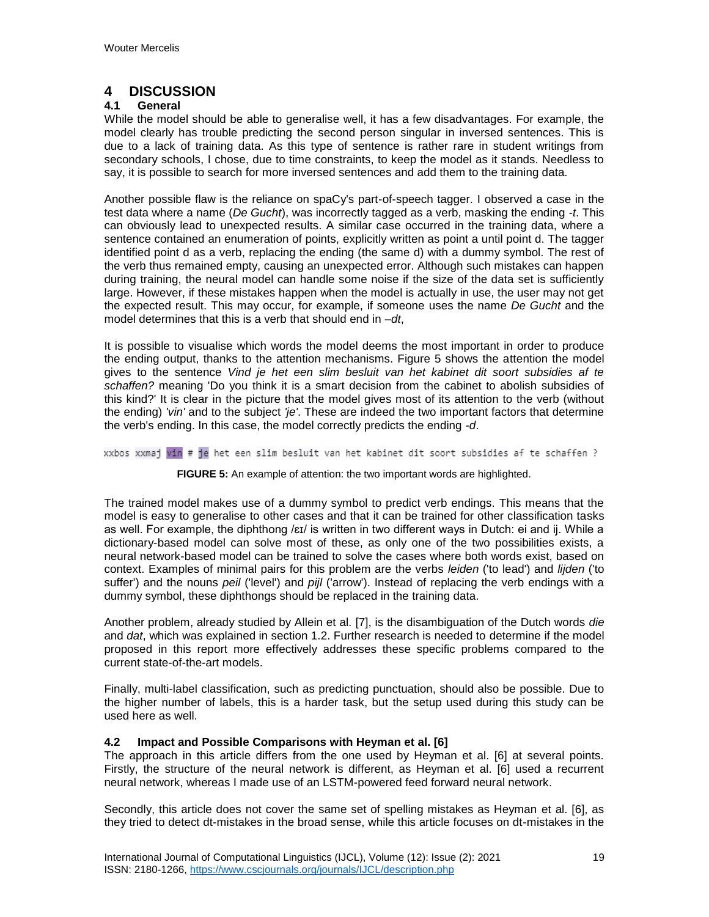# 4 DISCUSSION

## 4.1 General

While the model should be able to generalise well, it has a few disadvantages. For example, the model clearly has trouble predicting the second person singular in inversed sentences. This is due to a lack of training data. As this type of sentence is rather rare in student writings from secondary schools, I chose, due to time constraints, to keep the model as it stands. Needless to say, it is possible to search for more inversed sentences and add them to the training data.

Another possible flaw is the reliance on spaCy's part-of-speech tagger. I observed a case in the test data where a name (*De Gucht*), was incorrectly tagged as a verb, masking the ending *-t*. This can obviously lead to unexpected results. A similar case occurred in the training data, where a sentence contained an enumeration of points, explicitly written as point a until point d. The tagger identified point d as a verb, replacing the ending (the same d) with a dummy symbol. The rest of the verb thus remained empty, causing an unexpected error. Although such mistakes can happen during training, the neural model can handle some noise if the size of the data set is sufficiently large. However, if these mistakes happen when the model is actually in use, the user may not get the expected result. This may occur, for example, if someone uses the name *De Gucht* and the model determines that this is a verb that should end in *–dt*,

It is possible to visualise which words the model deems the most important in order to produce the ending output, thanks to the attention mechanisms. Figure 5 shows the attention the model gives to the sentence *Vind je het een slim besluit van het kabinet dit soort subsidies af te schaffen?* meaning 'Do you think it is a smart decision from the cabinet to abolish subsidies of this kind?' It is clear in the picture that the model gives most of its attention to the verb (without the ending) *'vin'* and to the subject *'je'*. These are indeed the two important factors that determine the verb's ending. In this case, the model correctly predicts the ending *-d*.

```
xxbos xxmaj vin # je het een slim besluit van het kabinet dit soort subsidies af te schaffen ?
```

**FIGURE 5:** An example of attention: the two important words are highlighted.

The trained model makes use of a dummy symbol to predict verb endings. This means that the model is easy to generalise to other cases and that it can be trained for other classification tasks as well. For example, the diphthong /ɛɪ/ is written in two different ways in Dutch: ei and ij. While a dictionary-based model can solve most of these, as only one of the two possibilities exists, a neural network-based model can be trained to solve the cases where both words exist, based on context. Examples of minimal pairs for this problem are the verbs *leiden* ('to lead') and *lijden* ('to suffer') and the nouns *peil* ('level') and *pijl* ('arrow'). Instead of replacing the verb endings with a dummy symbol, these diphthongs should be replaced in the training data.

Another problem, already studied by Allein et al. [7], is the disambiguation of the Dutch words *die* and *dat*, which was explained in section 1.2. Further research is needed to determine if the model proposed in this report more effectively addresses these specific problems compared to the current state-of-the-art models.

Finally, multi-label classification, such as predicting punctuation, should also be possible. Due to the higher number of labels, this is a harder task, but the setup used during this study can be used here as well.

## 4.2 Impact and Possible Comparisons with Heyman et al. [6]

The approach in this article differs from the one used by Heyman et al. [6] at several points. Firstly, the structure of the neural network is different, as Heyman et al. [6] used a recurrent neural network, whereas I made use of an LSTM-powered feed forward neural network.

Secondly, this article does not cover the same set of spelling mistakes as Heyman et al. [6], as they tried to detect dt-mistakes in the broad sense, while this article focuses on dt-mistakes in the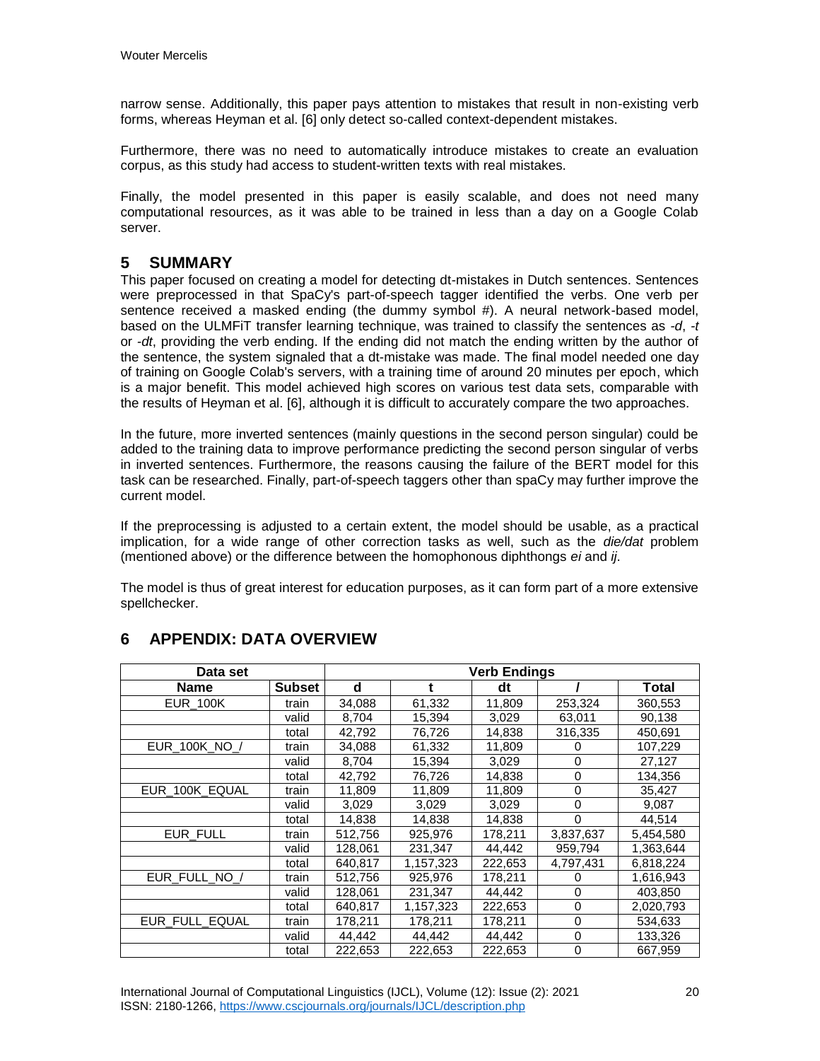narrow sense. Additionally, this paper pays attention to mistakes that result in non-existing verb forms, whereas Heyman et al. [6] only detect so-called context-dependent mistakes.

Furthermore, there was no need to automatically introduce mistakes to create an evaluation corpus, as this study had access to student-written texts with real mistakes.

Finally, the model presented in this paper is easily scalable, and does not need many computational resources, as it was able to be trained in less than a day on a Google Colab server.

## 5 SUMMARY

This paper focused on creating a model for detecting dt-mistakes in Dutch sentences. Sentences were preprocessed in that SpaCy's part-of-speech tagger identified the verbs. One verb per sentence received a masked ending (the dummy symbol #). A neural network-based model, based on the ULMFiT transfer learning technique, was trained to classify the sentences as *-d*, *-t* or *-dt*, providing the verb ending. If the ending did not match the ending written by the author of the sentence, the system signaled that a dt-mistake was made. The final model needed one day of training on Google Colab's servers, with a training time of around 20 minutes per epoch, which is a major benefit. This model achieved high scores on various test data sets, comparable with the results of Heyman et al. [6], although it is difficult to accurately compare the two approaches.

In the future, more inverted sentences (mainly questions in the second person singular) could be added to the training data to improve performance predicting the second person singular of verbs in inverted sentences. Furthermore, the reasons causing the failure of the BERT model for this task can be researched. Finally, part-of-speech taggers other than spaCy may further improve the current model.

If the preprocessing is adjusted to a certain extent, the model should be usable, as a practical implication, for a wide range of other correction tasks as well, such as the *die/dat* problem (mentioned above) or the difference between the homophonous diphthongs *ei* and *ij*.

The model is thus of great interest for education purposes, as it can form part of a more extensive spellchecker.

## 6 APPENDIX: DATA OVERVIEW

| Data set | | Verb Endings | | | | |
|---|---|---|---|---|---|---|
| **Name** | **Subset** | **d** | **t** | **dt** | **/** | **Total** |
| EUR_100K | train | 34,088 | 61,332 | 11,809 | 253,324 | 360,553 |
| | valid | 8,704 | 15,394 | 3,029 | 63,011 | 90,138 |
| | total | 42,792 | 76,726 | 14,838 | 316,335 | 450,691 |
| EUR_100K_NO_/ | train | 34,088 | 61,332 | 11,809 | 0 | 107,229 |
| | valid | 8,704 | 15,394 | 3,029 | 0 | 27,127 |
| | total | 42,792 | 76,726 | 14,838 | 0 | 134,356 |
| EUR_100K_EQUAL | train | 11,809 | 11,809 | 11,809 | 0 | 35,427 |
| | valid | 3,029 | 3,029 | 3,029 | 0 | 9,087 |
| | total | 14,838 | 14,838 | 14,838 | 0 | 44,514 |
| EUR_FULL | train | 512,756 | 925,976 | 178,211 | 3,837,637 | 5,454,580 |
| | valid | 128,061 | 231,347 | 44,442 | 959,794 | 1,363,644 |
| | total | 640,817 | 1,157,323 | 222,653 | 4,797,431 | 6,818,224 |
| EUR_FULL_NO_/ | train | 512,756 | 925,976 | 178,211 | 0 | 1,616,943 |
| | valid | 128,061 | 231,347 | 44,442 | 0 | 403,850 |
| | total | 640,817 | 1,157,323 | 222,653 | 0 | 2,020,793 |
| EUR_FULL_EQUAL | train | 178,211 | 178,211 | 178,211 | 0 | 534,633 |
| | valid | 44,442 | 44,442 | 44,442 | 0 | 133,326 |
| | total | 222,653 | 222,653 | 222,653 | 0 | 667,959 |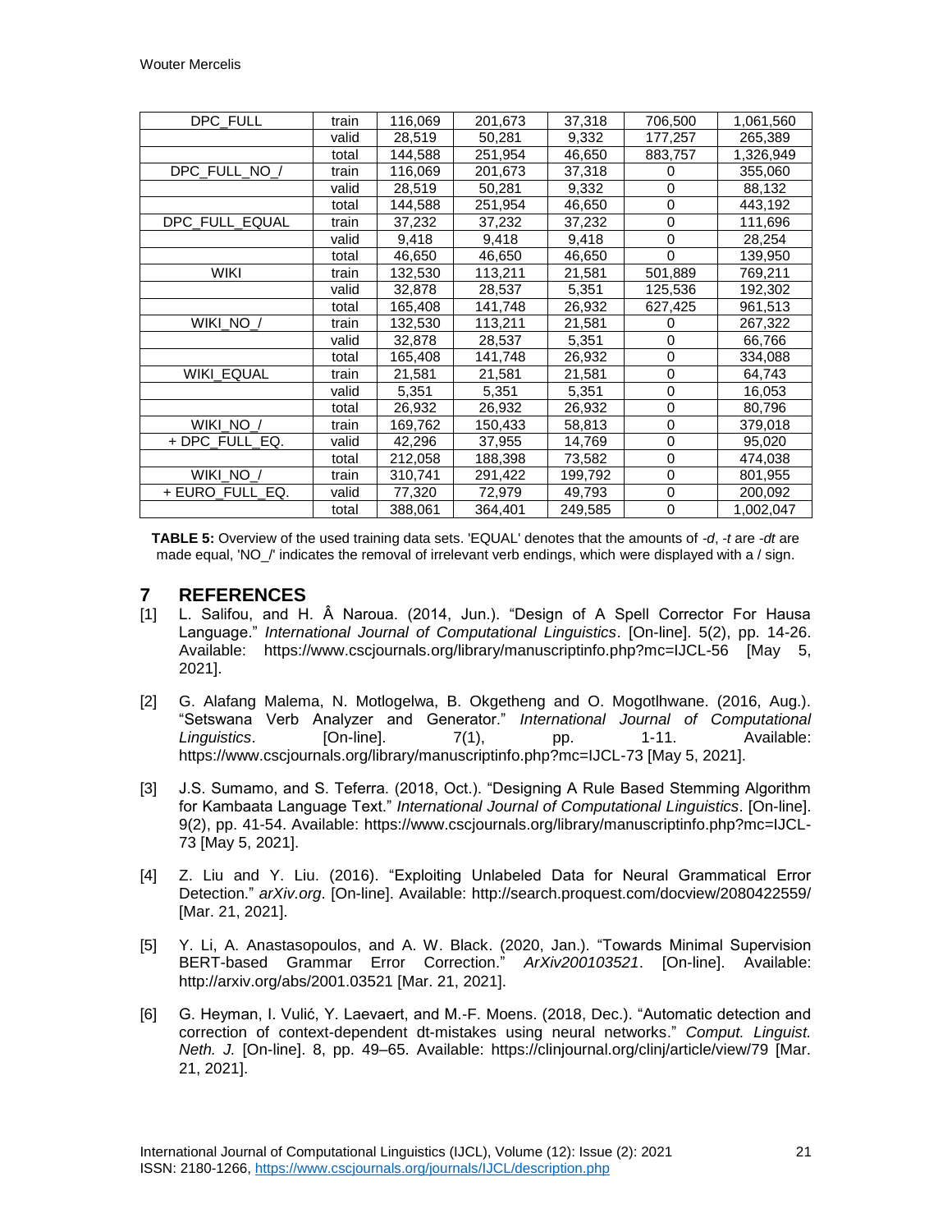| DPC_FULL | train | 116,069 | 201,673 | 37,318 | 706,500 | 1,061,560 |
|---|---|---|---|---|---|---|
| | valid | 28,519 | 50,281 | 9,332 | 177,257 | 265,389 |
| | total | 144,588 | 251,954 | 46,650 | 883,757 | 1,326,949 |
| DPC_FULL_NO_/ | train | 116,069 | 201,673 | 37,318 | 0 | 355,060 |
| | valid | 28,519 | 50,281 | 9,332 | 0 | 88,132 |
| | total | 144,588 | 251,954 | 46,650 | 0 | 443,192 |
| DPC_FULL_EQUAL | train | 37,232 | 37,232 | 37,232 | 0 | 111,696 |
| | valid | 9,418 | 9,418 | 9,418 | 0 | 28,254 |
| | total | 46,650 | 46,650 | 46,650 | 0 | 139,950 |
| WIKI | train | 132,530 | 113,211 | 21,581 | 501,889 | 769,211 |
| | valid | 32,878 | 28,537 | 5,351 | 125,536 | 192,302 |
| | total | 165,408 | 141,748 | 26,932 | 627,425 | 961,513 |
| WIKI_NO_/ | train | 132,530 | 113,211 | 21,581 | 0 | 267,322 |
| | valid | 32,878 | 28,537 | 5,351 | 0 | 66,766 |
| | total | 165,408 | 141,748 | 26,932 | 0 | 334,088 |
| WIKI_EQUAL | train | 21,581 | 21,581 | 21,581 | 0 | 64,743 |
| | valid | 5,351 | 5,351 | 5,351 | 0 | 16,053 |
| | total | 26,932 | 26,932 | 26,932 | 0 | 80,796 |
| WIKI_NO_/ | train | 169,762 | 150,433 | 58,813 | 0 | 379,018 |
| + DPC_FULL_EQ. | valid | 42,296 | 37,955 | 14,769 | 0 | 95,020 |
| | total | 212,058 | 188,398 | 73,582 | 0 | 474,038 |
| WIKI_NO_/ | train | 310,741 | 291,422 | 199,792 | 0 | 801,955 |
| + EURO_FULL_EQ. | valid | 77,320 | 72,979 | 49,793 | 0 | 200,092 |
| | total | 388,061 | 364,401 | 249,585 | 0 | 1,002,047 |

**TABLE 5:** Overview of the used training data sets. 'EQUAL' denotes that the amounts of *-d*, *-t* are *-dt* are made equal, 'NO_/' indicates the removal of irrelevant verb endings, which were displayed with a / sign.

# 7 REFERENCES

[1] L. Salifou, and H. Â Naroua. (2014, Jun.). "Design of A Spell Corrector For Hausa Language." *International Journal of Computational Linguistics*. [On-line]. 5(2), pp. 14-26. Available: https://www.cscjournals.org/library/manuscriptinfo.php?mc=IJCL-56 [May 5, 2021].

[2] G. Alafang Malema, N. Motlogelwa, B. Okgetheng and O. Mogotlhwane. (2016, Aug.). "Setswana Verb Analyzer and Generator." *International Journal of Computational Linguistics*. [On-line]. 7(1), pp. 1-11. Available: https://www.cscjournals.org/library/manuscriptinfo.php?mc=IJCL-73 [May 5, 2021].

[3] J.S. Sumamo, and S. Teferra. (2018, Oct.). "Designing A Rule Based Stemming Algorithm for Kambaata Language Text." *International Journal of Computational Linguistics*. [On-line]. 9(2), pp. 41-54. Available: https://www.cscjournals.org/library/manuscriptinfo.php?mc=IJCL-73 [May 5, 2021].

[4] Z. Liu and Y. Liu. (2016). "Exploiting Unlabeled Data for Neural Grammatical Error Detection." *arXiv.org*. [On-line]. Available: http://search.proquest.com/docview/2080422559/ [Mar. 21, 2021].

[5] Y. Li, A. Anastasopoulos, and A. W. Black. (2020, Jan.). "Towards Minimal Supervision BERT-based Grammar Error Correction." *ArXiv200103521*. [On-line]. Available: http://arxiv.org/abs/2001.03521 [Mar. 21, 2021].

[6] G. Heyman, I. Vulić, Y. Laevaert, and M.-F. Moens. (2018, Dec.). "Automatic detection and correction of context-dependent dt-mistakes using neural networks." *Comput. Linguist. Neth. J.* [On-line]. 8, pp. 49–65. Available: https://clinjournal.org/clinj/article/view/79 [Mar. 21, 2021].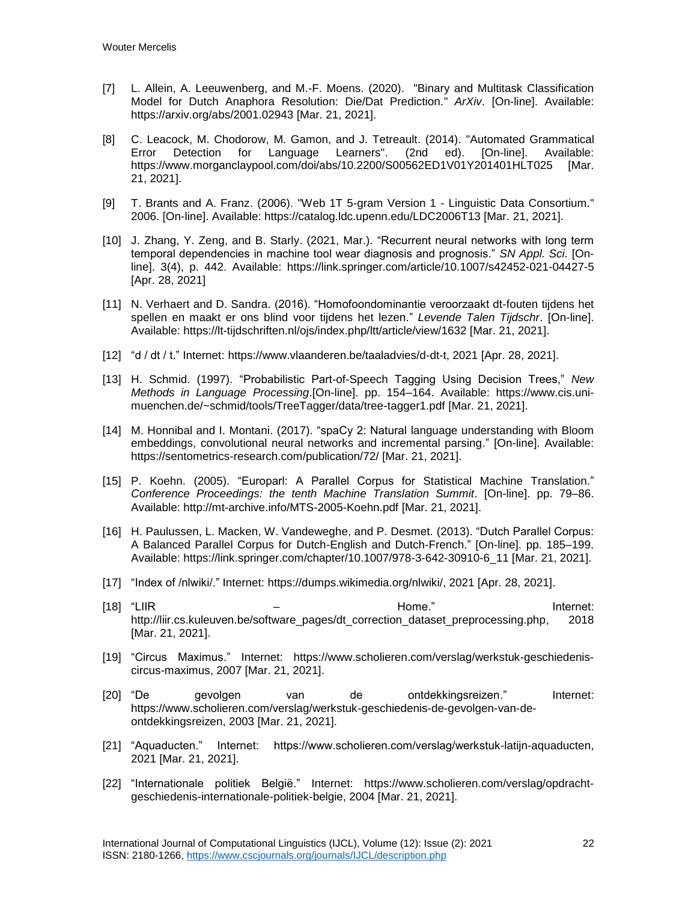[7] L. Allein, A. Leeuwenberg, and M.-F. Moens. (2020). "Binary and Multitask Classification Model for Dutch Anaphora Resolution: Die/Dat Prediction." *ArXiv*. [On-line]. Available: https://arxiv.org/abs/2001.02943 [Mar. 21, 2021].

[8] C. Leacock, M. Chodorow, M. Gamon, and J. Tetreault. (2014). "Automated Grammatical Error Detection for Language Learners". (2nd ed). [On-line]. Available: https://www.morganclaypool.com/doi/abs/10.2200/S00562ED1V01Y201401HLT025 [Mar. 21, 2021].

[9] T. Brants and A. Franz. (2006). "Web 1T 5-gram Version 1 - Linguistic Data Consortium." 2006. [On-line]. Available: https://catalog.ldc.upenn.edu/LDC2006T13 [Mar. 21, 2021].

[10] J. Zhang, Y. Zeng, and B. Starly. (2021, Mar.). "Recurrent neural networks with long term temporal dependencies in machine tool wear diagnosis and prognosis." *SN Appl. Sci.* [On-line]. 3(4), p. 442. Available: https://link.springer.com/article/10.1007/s42452-021-04427-5 [Apr. 28, 2021]

[11] N. Verhaert and D. Sandra. (2016). "Homofoondominantie veroorzaakt dt-fouten tijdens het spellen en maakt er ons blind voor tijdens het lezen." *Levende Talen Tijdschr*. [On-line]. Available: https://lt-tijdschriften.nl/ojs/index.php/ltt/article/view/1632 [Mar. 21, 2021].

[12] "d / dt / t." Internet: https://www.vlaanderen.be/taaladvies/d-dt-t, 2021 [Apr. 28, 2021].

[13] H. Schmid. (1997). "Probabilistic Part-of-Speech Tagging Using Decision Trees," *New Methods in Language Processing*.[On-line]. pp. 154–164. Available: https://www.cis.uni-muenchen.de/~schmid/tools/TreeTagger/data/tree-tagger1.pdf [Mar. 21, 2021].

[14] M. Honnibal and I. Montani. (2017). "spaCy 2: Natural language understanding with Bloom embeddings, convolutional neural networks and incremental parsing." [On-line]. Available: https://sentometrics-research.com/publication/72/ [Mar. 21, 2021].

[15] P. Koehn. (2005). "Europarl: A Parallel Corpus for Statistical Machine Translation." *Conference Proceedings: the tenth Machine Translation Summit*. [On-line]. pp. 79–86. Available: http://mt-archive.info/MTS-2005-Koehn.pdf [Mar. 21, 2021].

[16] H. Paulussen, L. Macken, W. Vandeweghe, and P. Desmet. (2013). "Dutch Parallel Corpus: A Balanced Parallel Corpus for Dutch-English and Dutch-French." [On-line]. pp. 185–199. Available: https://link.springer.com/chapter/10.1007/978-3-642-30910-6_11 [Mar. 21, 2021].

[17] "Index of /nlwiki/." Internet: https://dumps.wikimedia.org/nlwiki/, 2021 [Apr. 28, 2021].

[18] "LIIR – Home." Internet: http://liir.cs.kuleuven.be/software_pages/dt_correction_dataset_preprocessing.php, 2018 [Mar. 21, 2021].

[19] "Circus Maximus." Internet: https://www.scholieren.com/verslag/werkstuk-geschiedenis-circus-maximus, 2007 [Mar. 21, 2021].

[20] "De gevolgen van de ontdekkingsreizen." Internet: https://www.scholieren.com/verslag/werkstuk-geschiedenis-de-gevolgen-van-de-ontdekkingsreizen, 2003 [Mar. 21, 2021].

[21] "Aquaducten." Internet: https://www.scholieren.com/verslag/werkstuk-latijn-aquaducten, 2021 [Mar. 21, 2021].

[22] "Internationale politiek België." Internet: https://www.scholieren.com/verslag/opdracht-geschiedenis-internationale-politiek-belgie, 2004 [Mar. 21, 2021].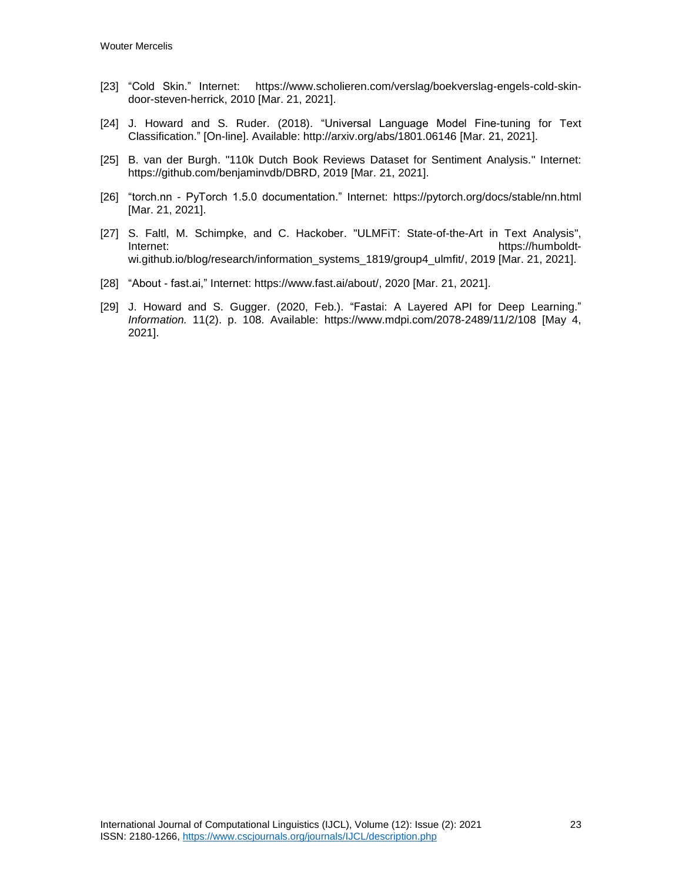[23] “Cold Skin.” Internet: https://www.scholieren.com/verslag/boekverslag-engels-cold-skin-door-steven-herrick, 2010 [Mar. 21, 2021].

[24] J. Howard and S. Ruder. (2018). “Universal Language Model Fine-tuning for Text Classification.” [On-line]. Available: http://arxiv.org/abs/1801.06146 [Mar. 21, 2021].

[25] B. van der Burgh. "110k Dutch Book Reviews Dataset for Sentiment Analysis." Internet: https://github.com/benjaminvdb/DBRD, 2019 [Mar. 21, 2021].

[26] “torch.nn - PyTorch 1.5.0 documentation.” Internet: https://pytorch.org/docs/stable/nn.html [Mar. 21, 2021].

[27] S. Faltl, M. Schimpke, and C. Hackober. "ULMFiT: State-of-the-Art in Text Analysis", Internet: https://humboldt-wi.github.io/blog/research/information_systems_1819/group4_ulmfit/, 2019 [Mar. 21, 2021].

[28] “About - fast.ai,” Internet: https://www.fast.ai/about/, 2020 [Mar. 21, 2021].

[29] J. Howard and S. Gugger. (2020, Feb.). “Fastai: A Layered API for Deep Learning.” *Information.* 11(2). p. 108. Available: https://www.mdpi.com/2078-2489/11/2/108 [May 4, 2021].